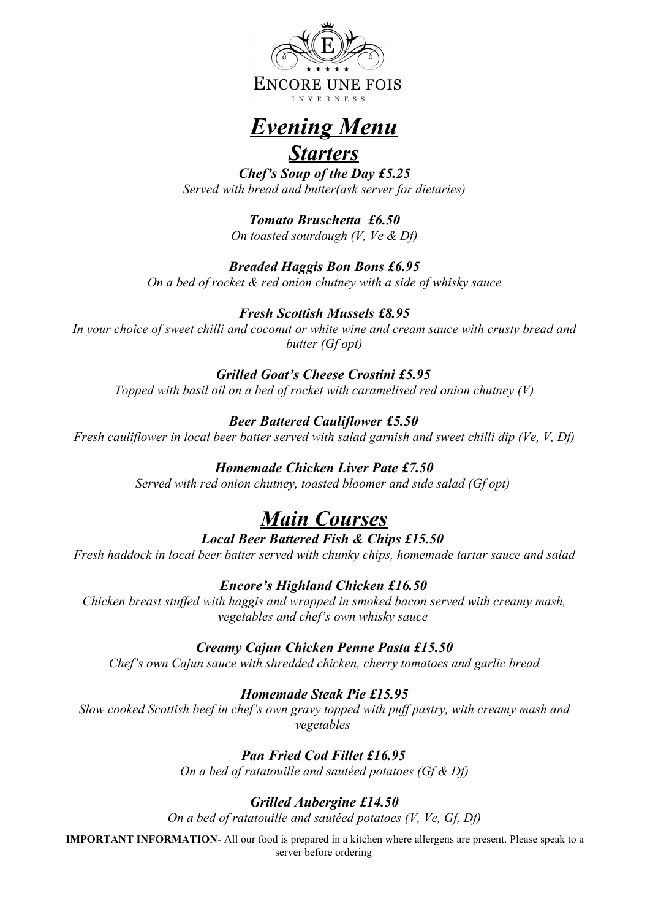ENCORE UNE FOIS

INVERNESS

# *Evening Menu*

## *Starters*

***Chef's Soup of the Day £5.25***

*Served with bread and butter(ask server for dietaries)*

***Tomato Bruschetta £6.50***

*On toasted sourdough (V, Ve & Df)*

***Breaded Haggis Bon Bons £6.95***

*On a bed of rocket & red onion chutney with a side of whisky sauce*

***Fresh Scottish Mussels £8.95***

*In your choice of sweet chilli and coconut or white wine and cream sauce with crusty bread and butter (Gf opt)*

***Grilled Goat's Cheese Crostini £5.95***

*Topped with basil oil on a bed of rocket with caramelised red onion chutney (V)*

***Beer Battered Cauliflower £5.50***

*Fresh cauliflower in local beer batter served with salad garnish and sweet chilli dip (Ve, V, Df)*

***Homemade Chicken Liver Pate £7.50***

*Served with red onion chutney, toasted bloomer and side salad (Gf opt)*

## *Main Courses*

***Local Beer Battered Fish & Chips £15.50***

*Fresh haddock in local beer batter served with chunky chips, homemade tartar sauce and salad*

***Encore's Highland Chicken £16.50***

*Chicken breast stuffed with haggis and wrapped in smoked bacon served with creamy mash, vegetables and chef's own whisky sauce*

***Creamy Cajun Chicken Penne Pasta £15.50***

*Chef's own Cajun sauce with shredded chicken, cherry tomatoes and garlic bread*

***Homemade Steak Pie £15.95***

*Slow cooked Scottish beef in chef's own gravy topped with puff pastry, with creamy mash and vegetables*

***Pan Fried Cod Fillet £16.95***

*On a bed of ratatouille and sautéed potatoes (Gf & Df)*

***Grilled Aubergine £14.50***

*On a bed of ratatouille and sautéed potatoes (V, Ve, Gf, Df)*

**IMPORTANT INFORMATION**- All our food is prepared in a kitchen where allergens are present. Please speak to a server before ordering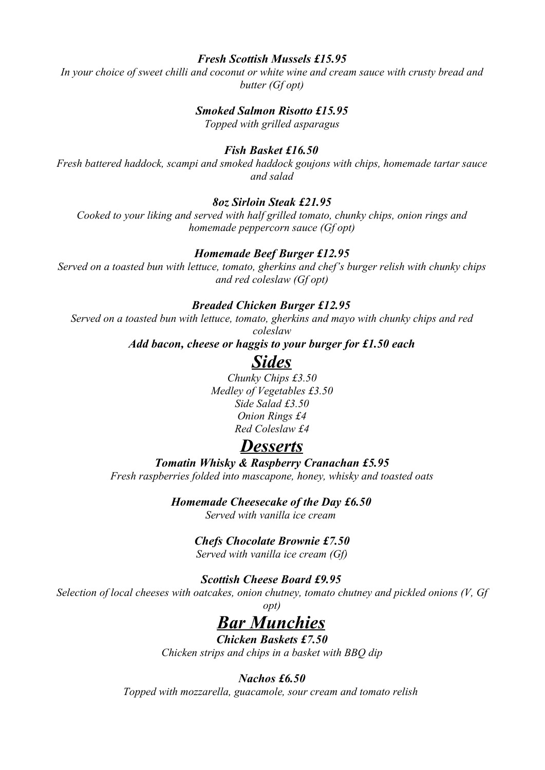***Fresh Scottish Mussels £15.95***

*In your choice of sweet chilli and coconut or white wine and cream sauce with crusty bread and butter (Gf opt)*

***Smoked Salmon Risotto £15.95***

*Topped with grilled asparagus*

***Fish Basket £16.50***

*Fresh battered haddock, scampi and smoked haddock goujons with chips, homemade tartar sauce and salad*

***8oz Sirloin Steak £21.95***

*Cooked to your liking and served with half grilled tomato, chunky chips, onion rings and homemade peppercorn sauce (Gf opt)*

***Homemade Beef Burger £12.95***

*Served on a toasted bun with lettuce, tomato, gherkins and chef's burger relish with chunky chips and red coleslaw (Gf opt)*

***Breaded Chicken Burger £12.95***

*Served on a toasted bun with lettuce, tomato, gherkins and mayo with chunky chips and red coleslaw*

***Add bacon, cheese or haggis to your burger for £1.50 each***

## ***Sides***

*Chunky Chips £3.50*
*Medley of Vegetables £3.50*
*Side Salad £3.50*
*Onion Rings £4*
*Red Coleslaw £4*

## ***Desserts***

***Tomatin Whisky & Raspberry Cranachan £5.95***

*Fresh raspberries folded into mascapone, honey, whisky and toasted oats*

***Homemade Cheesecake of the Day £6.50***

*Served with vanilla ice cream*

***Chefs Chocolate Brownie £7.50***

*Served with vanilla ice cream (Gf)*

***Scottish Cheese Board £9.95***

*Selection of local cheeses with oatcakes, onion chutney, tomato chutney and pickled onions (V, Gf opt)*

## ***Bar Munchies***

***Chicken Baskets £7.50***

*Chicken strips and chips in a basket with BBQ dip*

***Nachos £6.50***

*Topped with mozzarella, guacamole, sour cream and tomato relish*